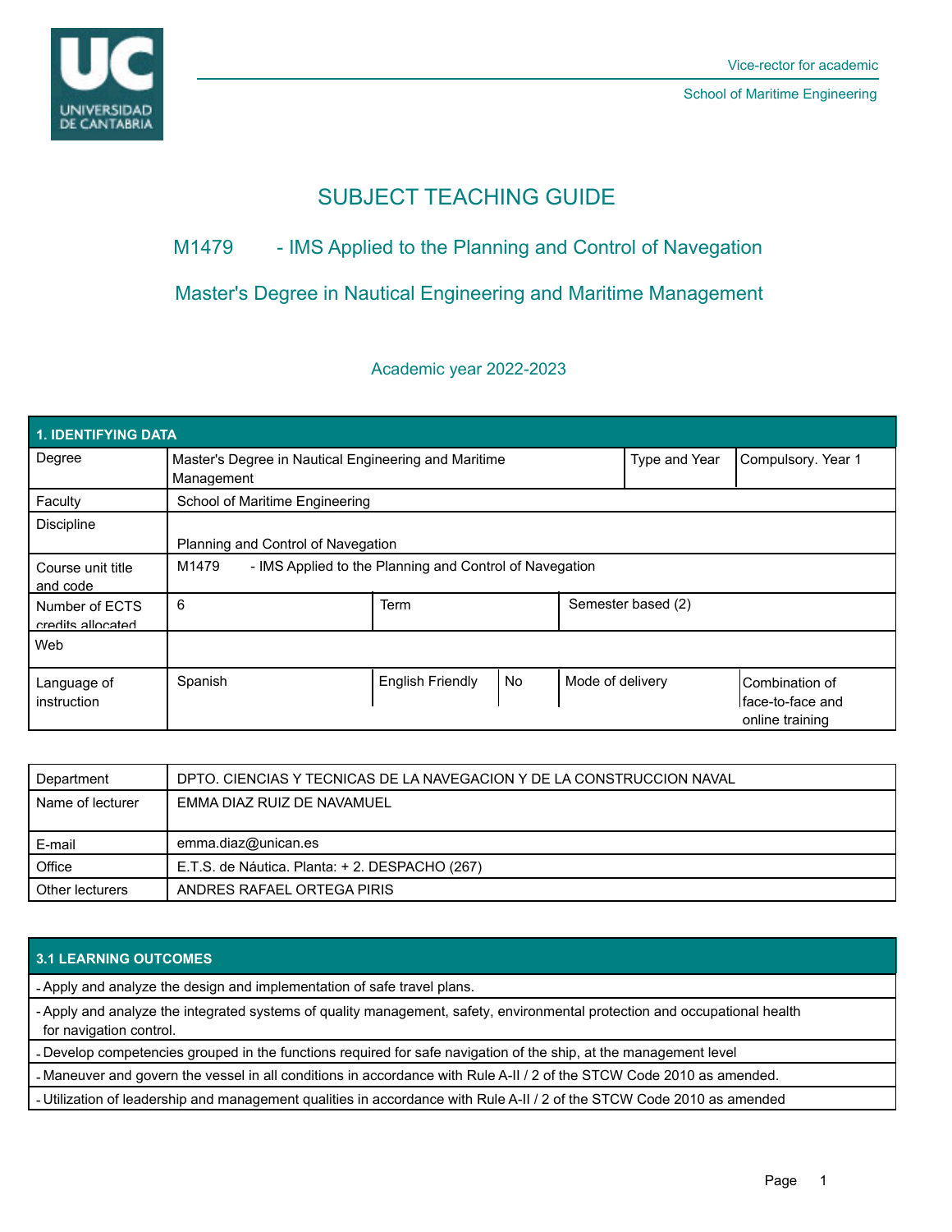Vice-rector for academic

School of Maritime Engineering

# SUBJECT TEACHING GUIDE

## M1479 - IMS Applied to the Planning and Control of Navegation

## Master's Degree in Nautical Engineering and Maritime Management

### Academic year 2022-2023

| 1. IDENTIFYING DATA | | | | | | |
|---|---|---|---|---|---|---|
| Degree | Master's Degree in Nautical Engineering and Maritime Management | | | Type and Year | Compulsory. Year 1 | |
| Faculty | School of Maritime Engineering | | | | | |
| Discipline | Planning and Control of Navegation | | | | | |
| Course unit title and code | M1479 - IMS Applied to the Planning and Control of Navegation | | | | | |
| Number of ECTS credits allocated | 6 | Term | | Semester based (2) | | |
| Web | | | | | | |
| Language of instruction | Spanish | English Friendly | No | Mode of delivery | Combination of face-to-face and online training | |

| | |
|---|---|
| Department | DPTO. CIENCIAS Y TECNICAS DE LA NAVEGACION Y DE LA CONSTRUCCION NAVAL |
| Name of lecturer | EMMA DIAZ RUIZ DE NAVAMUEL |
| E-mail | emma.diaz@unican.es |
| Office | E.T.S. de Náutica. Planta: + 2. DESPACHO (267) |
| Other lecturers | ANDRES RAFAEL ORTEGA PIRIS |

| 3.1 LEARNING OUTCOMES |
|---|
| - Apply and analyze the design and implementation of safe travel plans. |
| - Apply and analyze the integrated systems of quality management, safety, environmental protection and occupational health for navigation control. |
| - Develop competencies grouped in the functions required for safe navigation of the ship, at the management level |
| - Maneuver and govern the vessel in all conditions in accordance with Rule A-II / 2 of the STCW Code 2010 as amended. |
| - Utilization of leadership and management qualities in accordance with Rule A-II / 2 of the STCW Code 2010 as amended |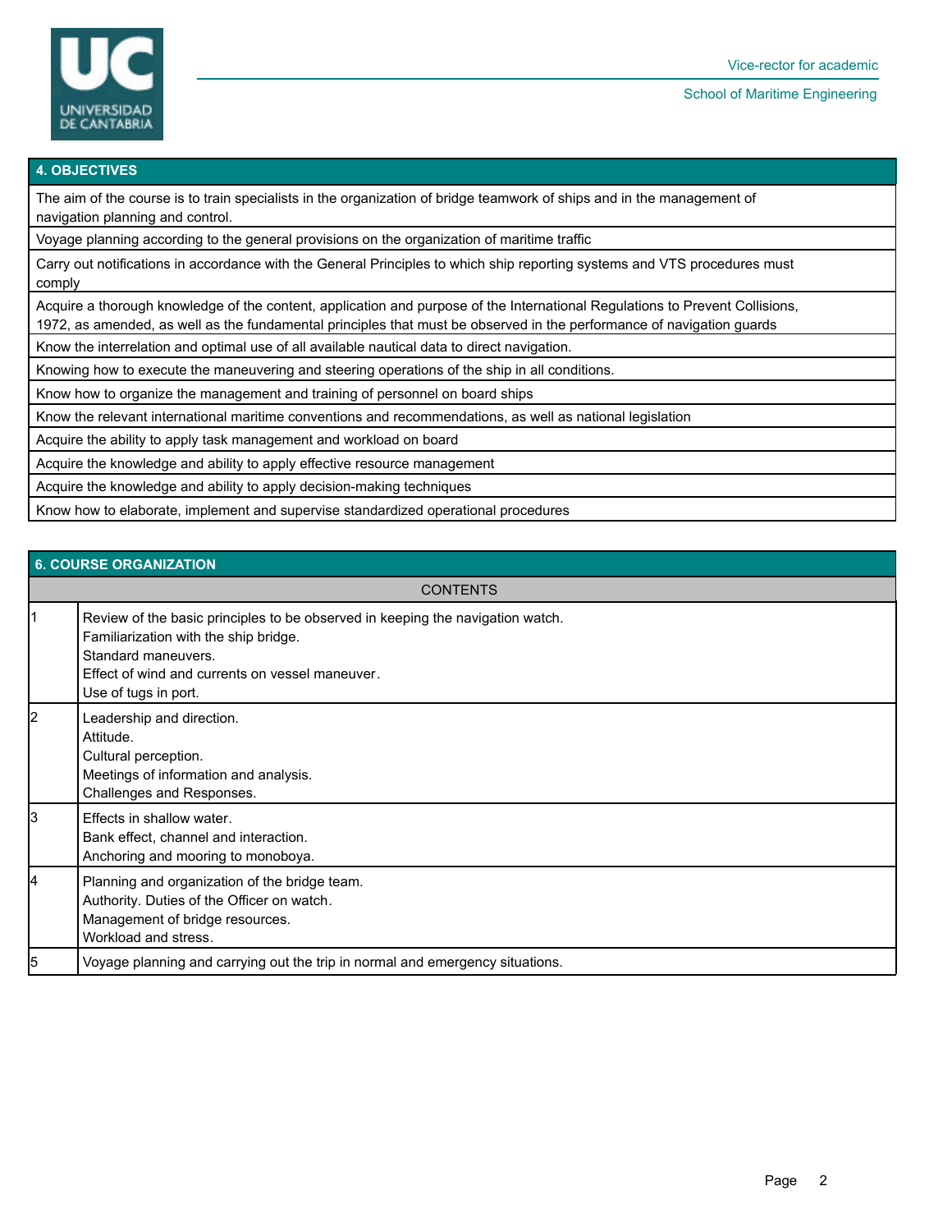## 4. OBJECTIVES

The aim of the course is to train specialists in the organization of bridge teamwork of ships and in the management of navigation planning and control.

Voyage planning according to the general provisions on the organization of maritime traffic

Carry out notifications in accordance with the General Principles to which ship reporting systems and VTS procedures must comply

Acquire a thorough knowledge of the content, application and purpose of the International Regulations to Prevent Collisions, 1972, as amended, as well as the fundamental principles that must be observed in the performance of navigation guards

Know the interrelation and optimal use of all available nautical data to direct navigation.

Knowing how to execute the maneuvering and steering operations of the ship in all conditions.

Know how to organize the management and training of personnel on board ships

Know the relevant international maritime conventions and recommendations, as well as national legislation

Acquire the ability to apply task management and workload on board

Acquire the knowledge and ability to apply effective resource management

Acquire the knowledge and ability to apply decision-making techniques

Know how to elaborate, implement and supervise standardized operational procedures

## 6. COURSE ORGANIZATION

| | CONTENTS |
|---|---|
| 1 | Review of the basic principles to be observed in keeping the navigation watch.<br>Familiarization with the ship bridge.<br>Standard maneuvers.<br>Effect of wind and currents on vessel maneuver.<br>Use of tugs in port. |
| 2 | Leadership and direction.<br>Attitude.<br>Cultural perception.<br>Meetings of information and analysis.<br>Challenges and Responses. |
| 3 | Effects in shallow water.<br>Bank effect, channel and interaction.<br>Anchoring and mooring to monoboya. |
| 4 | Planning and organization of the bridge team.<br>Authority. Duties of the Officer on watch.<br>Management of bridge resources.<br>Workload and stress. |
| 5 | Voyage planning and carrying out the trip in normal and emergency situations. |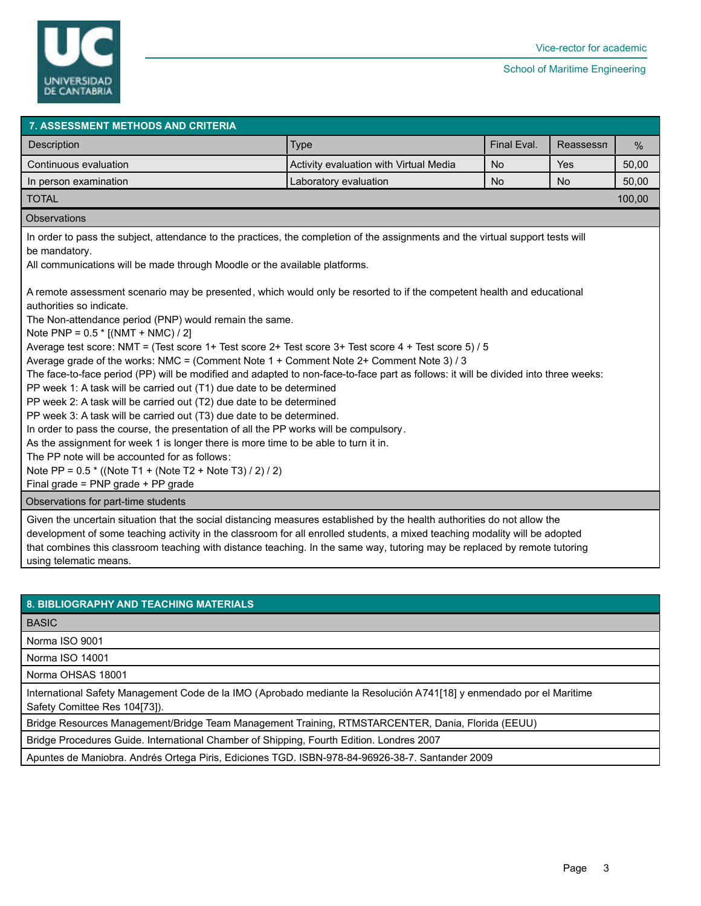## 7. ASSESSMENT METHODS AND CRITERIA

| Description | Type | Final Eval. | Reassessn | % |
|---|---|---|---|---|
| Continuous evaluation | Activity evaluation with Virtual Media | No | Yes | 50,00 |
| In person examination | Laboratory evaluation | No | No | 50,00 |
| TOTAL | | | | 100,00 |

**Observations**

In order to pass the subject, attendance to the practices, the completion of the assignments and the virtual support tests will be mandatory.
All communications will be made through Moodle or the available platforms.

A remote assessment scenario may be presented, which would only be resorted to if the competent health and educational authorities so indicate.
The Non-attendance period (PNP) would remain the same.
Note PNP = 0.5 * [(NMT + NMC) / 2]
Average test score: NMT = (Test score 1+ Test score 2+ Test score 3+ Test score 4 + Test score 5) / 5
Average grade of the works: NMC = (Comment Note 1 + Comment Note 2+ Comment Note 3) / 3
The face-to-face period (PP) will be modified and adapted to non-face-to-face part as follows: it will be divided into three weeks:
PP week 1: A task will be carried out (T1) due date to be determined
PP week 2: A task will be carried out (T2) due date to be determined
PP week 3: A task will be carried out (T3) due date to be determined.
In order to pass the course, the presentation of all the PP works will be compulsory.
As the assignment for week 1 is longer there is more time to be able to turn it in.
The PP note will be accounted for as follows:
Note PP = 0.5 * ((Note T1 + (Note T2 + Note T3) / 2) / 2)
Final grade = PNP grade + PP grade

**Observations for part-time students**

Given the uncertain situation that the social distancing measures established by the health authorities do not allow the development of some teaching activity in the classroom for all enrolled students, a mixed teaching modality will be adopted that combines this classroom teaching with distance teaching. In the same way, tutoring may be replaced by remote tutoring using telematic means.

## 8. BIBLIOGRAPHY AND TEACHING MATERIALS

**BASIC**

- Norma ISO 9001
- Norma ISO 14001
- Norma OHSAS 18001
- International Safety Management Code de la IMO (Aprobado mediante la Resolución A741[18] y enmendado por el Maritime Safety Comittee Res 104[73]).
- Bridge Resources Management/Bridge Team Management Training, RTMSTARCENTER, Dania, Florida (EEUU)
- Bridge Procedures Guide. International Chamber of Shipping, Fourth Edition. Londres 2007
- Apuntes de Maniobra. Andrés Ortega Piris, Ediciones TGD. ISBN-978-84-96926-38-7. Santander 2009